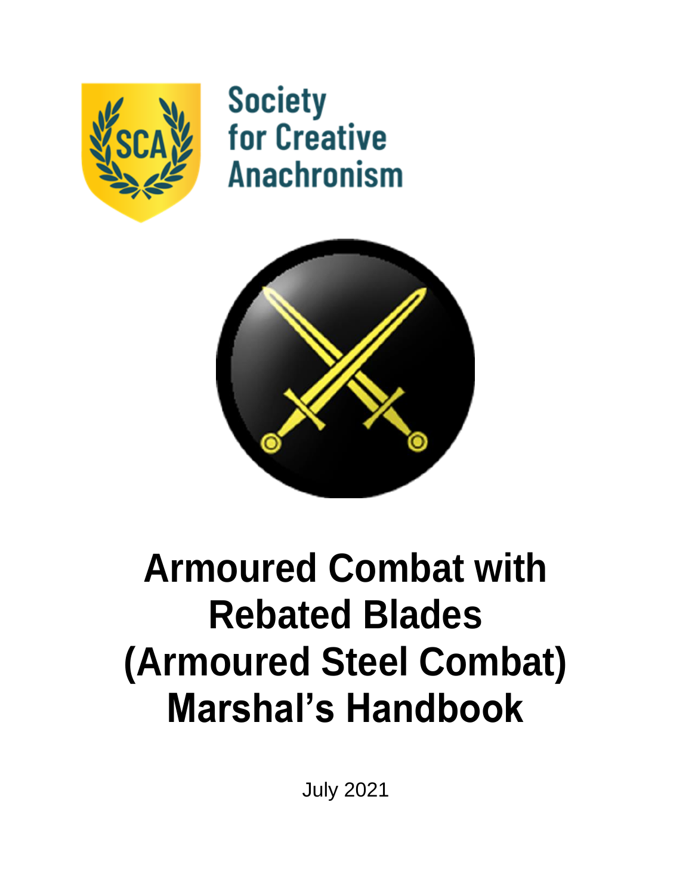Society for Creative Anachronism

# Armoured Combat with Rebated Blades (Armoured Steel Combat) Marshal's Handbook

July 2021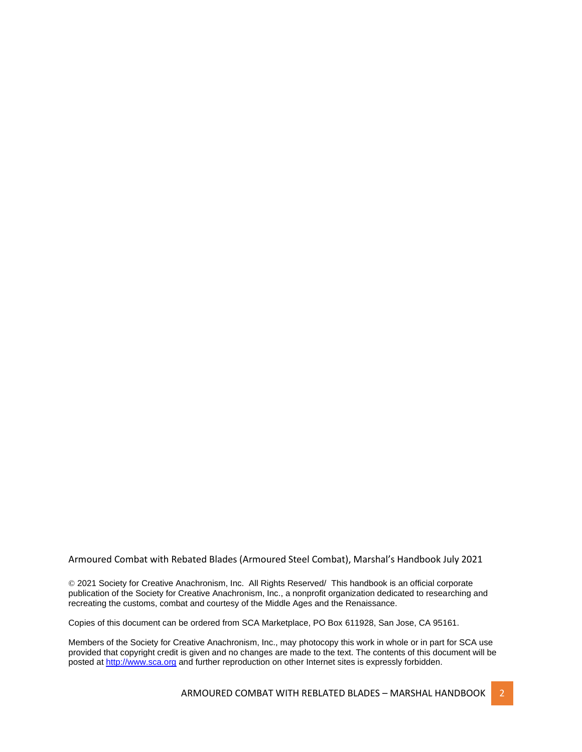Armoured Combat with Rebated Blades (Armoured Steel Combat), Marshal's Handbook July 2021

© 2021 Society for Creative Anachronism, Inc. All Rights Reserved/ This handbook is an official corporate publication of the Society for Creative Anachronism, Inc., a nonprofit organization dedicated to researching and recreating the customs, combat and courtesy of the Middle Ages and the Renaissance.

Copies of this document can be ordered from SCA Marketplace, PO Box 611928, San Jose, CA 95161.

Members of the Society for Creative Anachronism, Inc., may photocopy this work in whole or in part for SCA use provided that copyright credit is given and no changes are made to the text. The contents of this document will be posted at [http://www.sca.org](http://www.sca.org) and further reproduction on other Internet sites is expressly forbidden.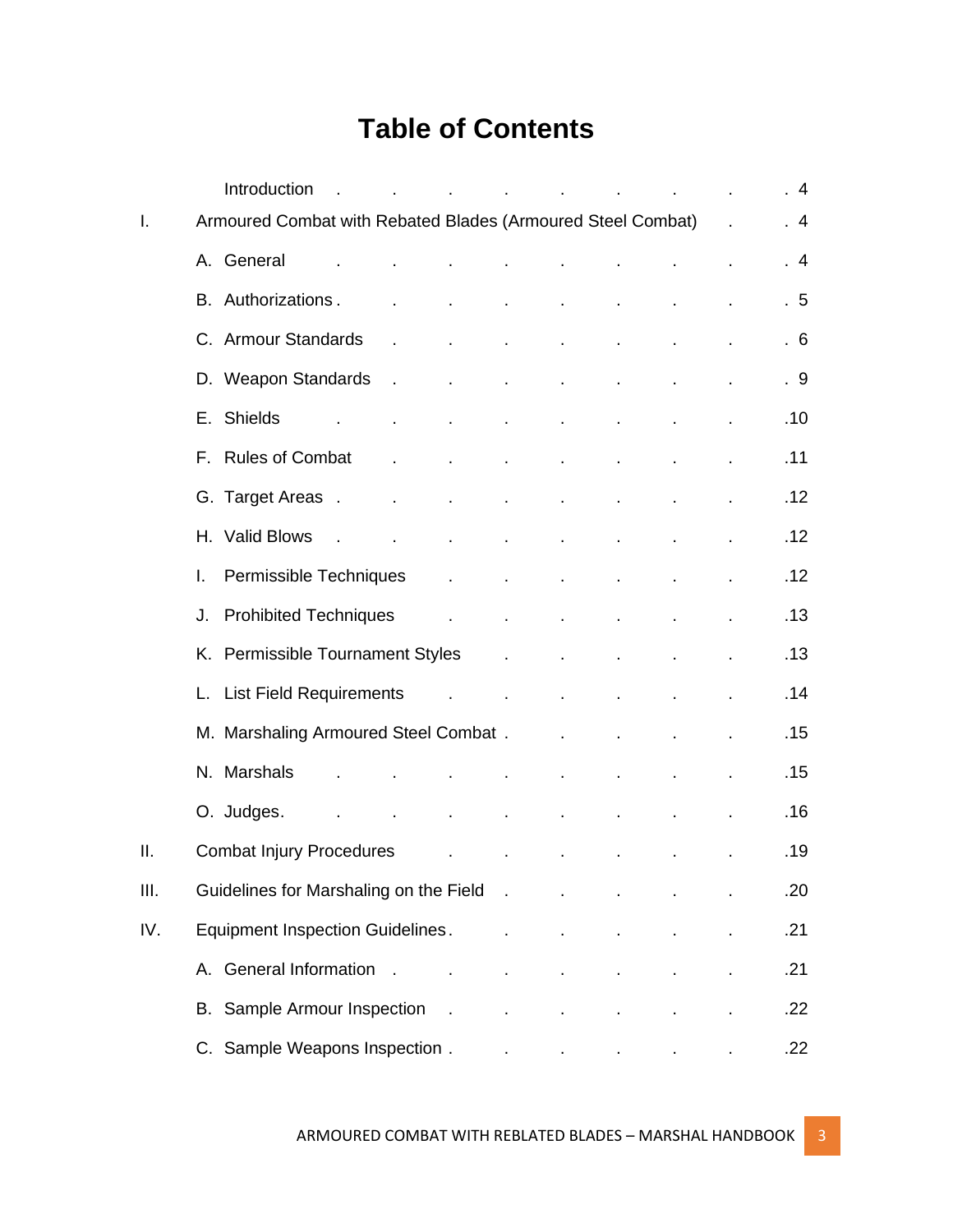# Table of Contents

| | | |
|---|---|---|
| | Introduction | 4 |
| I. | Armoured Combat with Rebated Blades (Armoured Steel Combat) | 4 |
| | A. General | 4 |
| | B. Authorizations | 5 |
| | C. Armour Standards | 6 |
| | D. Weapon Standards | 9 |
| | E. Shields | 10 |
| | F. Rules of Combat | 11 |
| | G. Target Areas | 12 |
| | H. Valid Blows | 12 |
| | I. Permissible Techniques | 12 |
| | J. Prohibited Techniques | 13 |
| | K. Permissible Tournament Styles | 13 |
| | L. List Field Requirements | 14 |
| | M. Marshaling Armoured Steel Combat | 15 |
| | N. Marshals | 15 |
| | O. Judges | 16 |
| II. | Combat Injury Procedures | 19 |
| III. | Guidelines for Marshaling on the Field | 20 |
| IV. | Equipment Inspection Guidelines | 21 |
| | A. General Information | 21 |
| | B. Sample Armour Inspection | 22 |
| | C. Sample Weapons Inspection | 22 |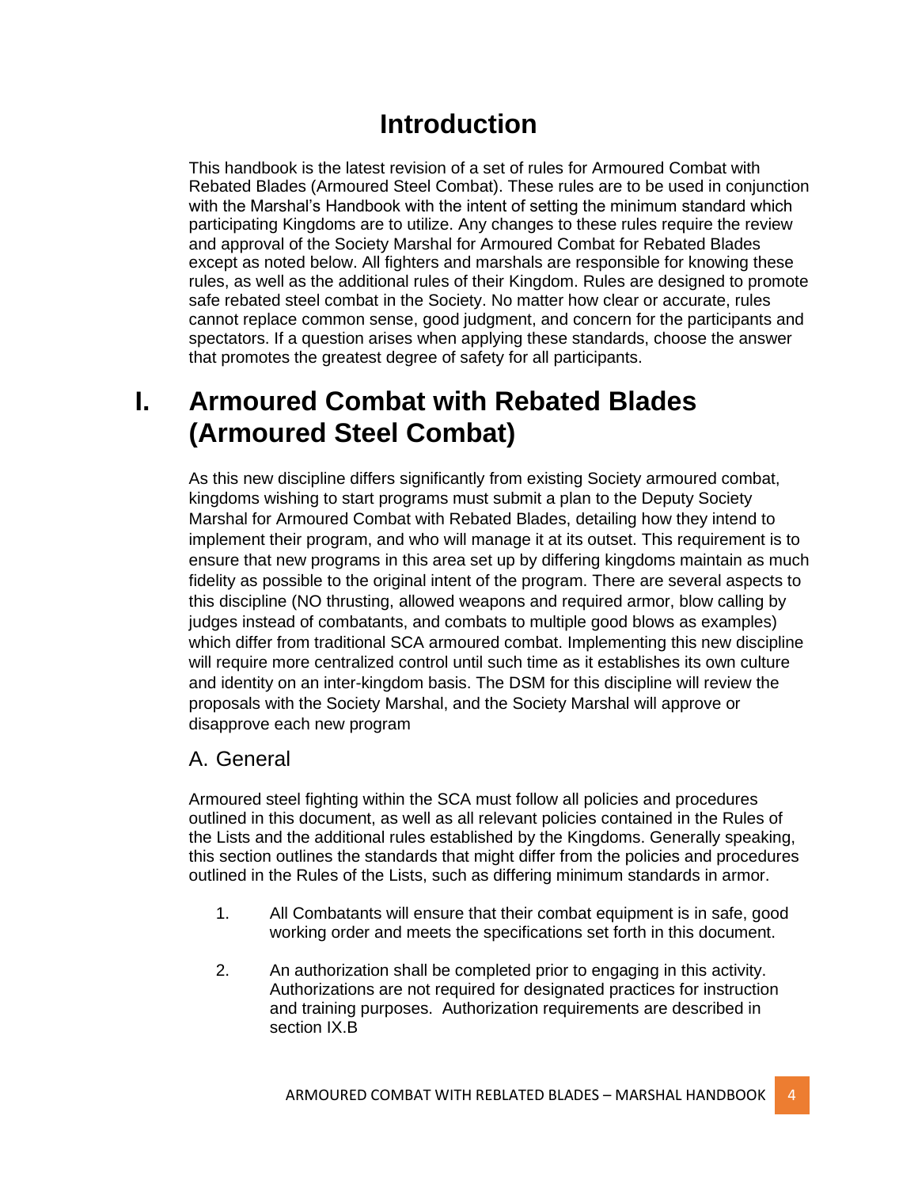# Introduction

This handbook is the latest revision of a set of rules for Armoured Combat with Rebated Blades (Armoured Steel Combat). These rules are to be used in conjunction with the Marshal's Handbook with the intent of setting the minimum standard which participating Kingdoms are to utilize. Any changes to these rules require the review and approval of the Society Marshal for Armoured Combat for Rebated Blades except as noted below. All fighters and marshals are responsible for knowing these rules, as well as the additional rules of their Kingdom. Rules are designed to promote safe rebated steel combat in the Society. No matter how clear or accurate, rules cannot replace common sense, good judgment, and concern for the participants and spectators. If a question arises when applying these standards, choose the answer that promotes the greatest degree of safety for all participants.

# I. Armoured Combat with Rebated Blades (Armoured Steel Combat)

As this new discipline differs significantly from existing Society armoured combat, kingdoms wishing to start programs must submit a plan to the Deputy Society Marshal for Armoured Combat with Rebated Blades, detailing how they intend to implement their program, and who will manage it at its outset. This requirement is to ensure that new programs in this area set up by differing kingdoms maintain as much fidelity as possible to the original intent of the program. There are several aspects to this discipline (NO thrusting, allowed weapons and required armor, blow calling by judges instead of combatants, and combats to multiple good blows as examples) which differ from traditional SCA armoured combat. Implementing this new discipline will require more centralized control until such time as it establishes its own culture and identity on an inter-kingdom basis. The DSM for this discipline will review the proposals with the Society Marshal, and the Society Marshal will approve or disapprove each new program

## A. General

Armoured steel fighting within the SCA must follow all policies and procedures outlined in this document, as well as all relevant policies contained in the Rules of the Lists and the additional rules established by the Kingdoms. Generally speaking, this section outlines the standards that might differ from the policies and procedures outlined in the Rules of the Lists, such as differing minimum standards in armor.

1. All Combatants will ensure that their combat equipment is in safe, good working order and meets the specifications set forth in this document.

2. An authorization shall be completed prior to engaging in this activity. Authorizations are not required for designated practices for instruction and training purposes. Authorization requirements are described in section IX.B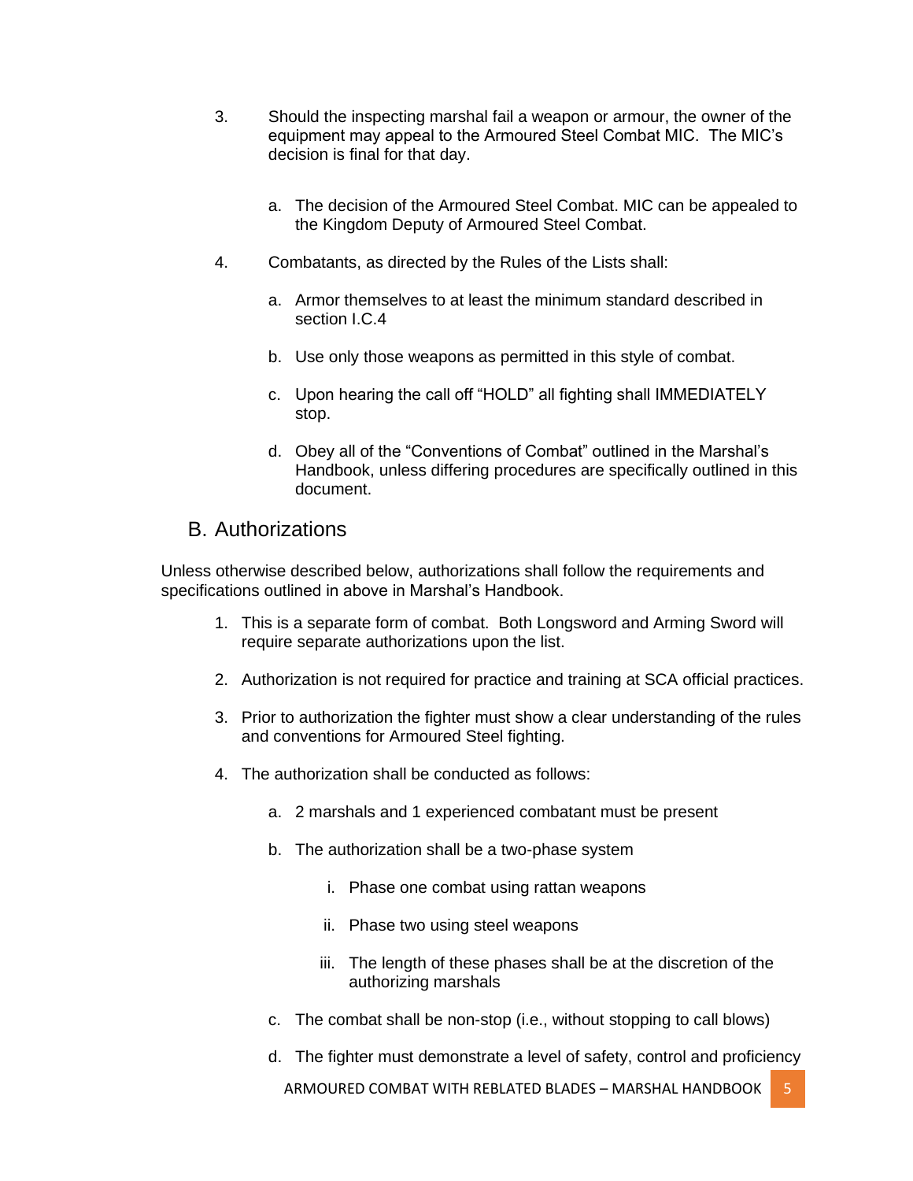3. Should the inspecting marshal fail a weapon or armour, the owner of the equipment may appeal to the Armoured Steel Combat MIC. The MIC's decision is final for that day.

    a. The decision of the Armoured Steel Combat. MIC can be appealed to the Kingdom Deputy of Armoured Steel Combat.

4. Combatants, as directed by the Rules of the Lists shall:

    a. Armor themselves to at least the minimum standard described in section I.C.4

    b. Use only those weapons as permitted in this style of combat.

    c. Upon hearing the call off "HOLD" all fighting shall IMMEDIATELY stop.

    d. Obey all of the "Conventions of Combat" outlined in the Marshal's Handbook, unless differing procedures are specifically outlined in this document.

## B. Authorizations

Unless otherwise described below, authorizations shall follow the requirements and specifications outlined in above in Marshal's Handbook.

1. This is a separate form of combat. Both Longsword and Arming Sword will require separate authorizations upon the list.

2. Authorization is not required for practice and training at SCA official practices.

3. Prior to authorization the fighter must show a clear understanding of the rules and conventions for Armoured Steel fighting.

4. The authorization shall be conducted as follows:

    a. 2 marshals and 1 experienced combatant must be present

    b. The authorization shall be a two-phase system

        i. Phase one combat using rattan weapons

        ii. Phase two using steel weapons

        iii. The length of these phases shall be at the discretion of the authorizing marshals

    c. The combat shall be non-stop (i.e., without stopping to call blows)

    d. The fighter must demonstrate a level of safety, control and proficiency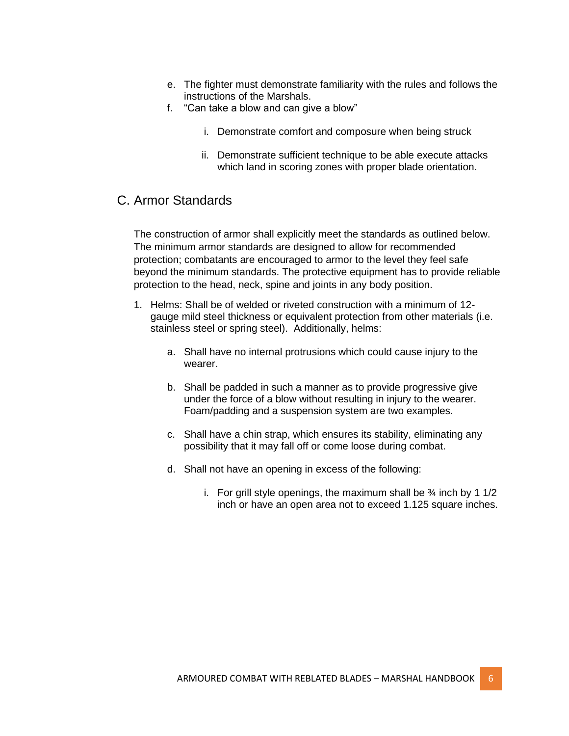e. The fighter must demonstrate familiarity with the rules and follows the instructions of the Marshals.
f. "Can take a blow and can give a blow"

   i. Demonstrate comfort and composure when being struck

   ii. Demonstrate sufficient technique to be able execute attacks which land in scoring zones with proper blade orientation.

## C. Armor Standards

The construction of armor shall explicitly meet the standards as outlined below. The minimum armor standards are designed to allow for recommended protection; combatants are encouraged to armor to the level they feel safe beyond the minimum standards. The protective equipment has to provide reliable protection to the head, neck, spine and joints in any body position.

1. Helms: Shall be of welded or riveted construction with a minimum of 12-gauge mild steel thickness or equivalent protection from other materials (i.e. stainless steel or spring steel). Additionally, helms:

   a. Shall have no internal protrusions which could cause injury to the wearer.

   b. Shall be padded in such a manner as to provide progressive give under the force of a blow without resulting in injury to the wearer. Foam/padding and a suspension system are two examples.

   c. Shall have a chin strap, which ensures its stability, eliminating any possibility that it may fall off or come loose during combat.

   d. Shall not have an opening in excess of the following:

      i. For grill style openings, the maximum shall be ¾ inch by 1 1/2 inch or have an open area not to exceed 1.125 square inches.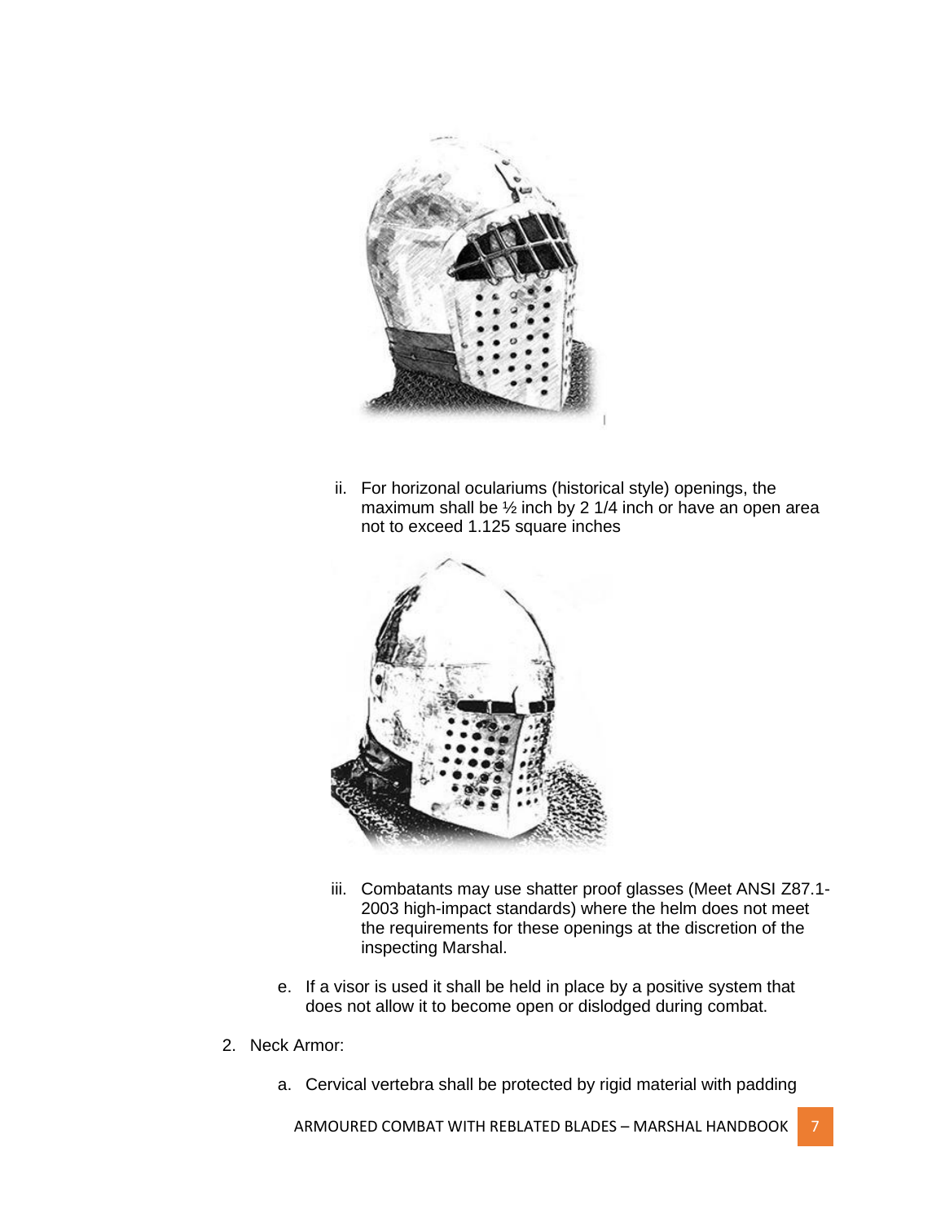ii. For horizonal oculariums (historical style) openings, the maximum shall be ½ inch by 2 1/4 inch or have an open area not to exceed 1.125 square inches

iii. Combatants may use shatter proof glasses (Meet ANSI Z87.1-2003 high-impact standards) where the helm does not meet the requirements for these openings at the discretion of the inspecting Marshal.

e. If a visor is used it shall be held in place by a positive system that does not allow it to become open or dislodged during combat.

2. Neck Armor:

   a. Cervical vertebra shall be protected by rigid material with padding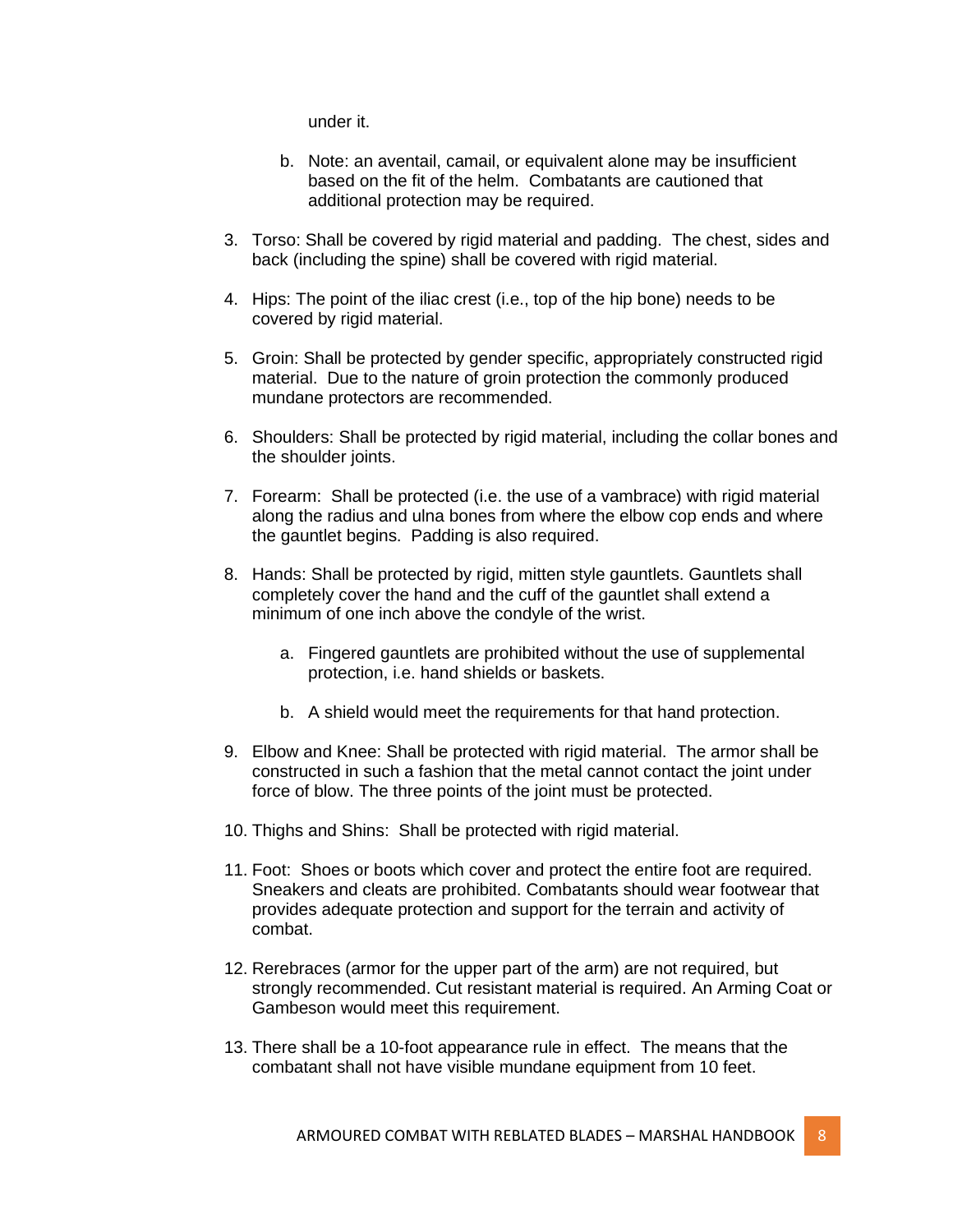under it.

   b. Note: an aventail, camail, or equivalent alone may be insufficient based on the fit of the helm. Combatants are cautioned that additional protection may be required.

3. Torso: Shall be covered by rigid material and padding. The chest, sides and back (including the spine) shall be covered with rigid material.

4. Hips: The point of the iliac crest (i.e., top of the hip bone) needs to be covered by rigid material.

5. Groin: Shall be protected by gender specific, appropriately constructed rigid material. Due to the nature of groin protection the commonly produced mundane protectors are recommended.

6. Shoulders: Shall be protected by rigid material, including the collar bones and the shoulder joints.

7. Forearm: Shall be protected (i.e. the use of a vambrace) with rigid material along the radius and ulna bones from where the elbow cop ends and where the gauntlet begins. Padding is also required.

8. Hands: Shall be protected by rigid, mitten style gauntlets. Gauntlets shall completely cover the hand and the cuff of the gauntlet shall extend a minimum of one inch above the condyle of the wrist.

   a. Fingered gauntlets are prohibited without the use of supplemental protection, i.e. hand shields or baskets.

   b. A shield would meet the requirements for that hand protection.

9. Elbow and Knee: Shall be protected with rigid material. The armor shall be constructed in such a fashion that the metal cannot contact the joint under force of blow. The three points of the joint must be protected.

10. Thighs and Shins: Shall be protected with rigid material.

11. Foot: Shoes or boots which cover and protect the entire foot are required. Sneakers and cleats are prohibited. Combatants should wear footwear that provides adequate protection and support for the terrain and activity of combat.

12. Rerebraces (armor for the upper part of the arm) are not required, but strongly recommended. Cut resistant material is required. An Arming Coat or Gambeson would meet this requirement.

13. There shall be a 10-foot appearance rule in effect. The means that the combatant shall not have visible mundane equipment from 10 feet.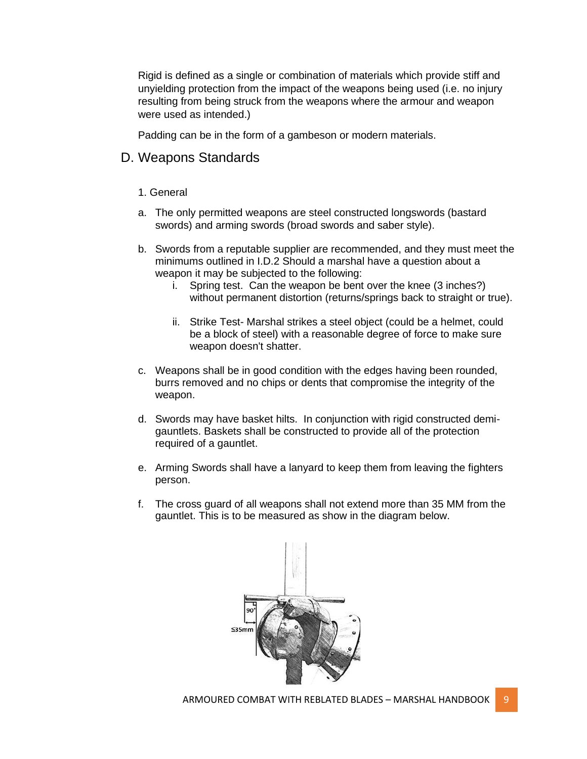Rigid is defined as a single or combination of materials which provide stiff and unyielding protection from the impact of the weapons being used (i.e. no injury resulting from being struck from the weapons where the armour and weapon were used as intended.)

Padding can be in the form of a gambeson or modern materials.

## D. Weapons Standards

1. General

a. The only permitted weapons are steel constructed longswords (bastard swords) and arming swords (broad swords and saber style).

b. Swords from a reputable supplier are recommended, and they must meet the minimums outlined in I.D.2 Should a marshal have a question about a weapon it may be subjected to the following:
   i. Spring test. Can the weapon be bent over the knee (3 inches?) without permanent distortion (returns/springs back to straight or true).

   ii. Strike Test- Marshal strikes a steel object (could be a helmet, could be a block of steel) with a reasonable degree of force to make sure weapon doesn't shatter.

c. Weapons shall be in good condition with the edges having been rounded, burrs removed and no chips or dents that compromise the integrity of the weapon.

d. Swords may have basket hilts. In conjunction with rigid constructed demi-gauntlets. Baskets shall be constructed to provide all of the protection required of a gauntlet.

e. Arming Swords shall have a lanyard to keep them from leaving the fighters person.

f. The cross guard of all weapons shall not extend more than 35 MM from the gauntlet. This is to be measured as show in the diagram below.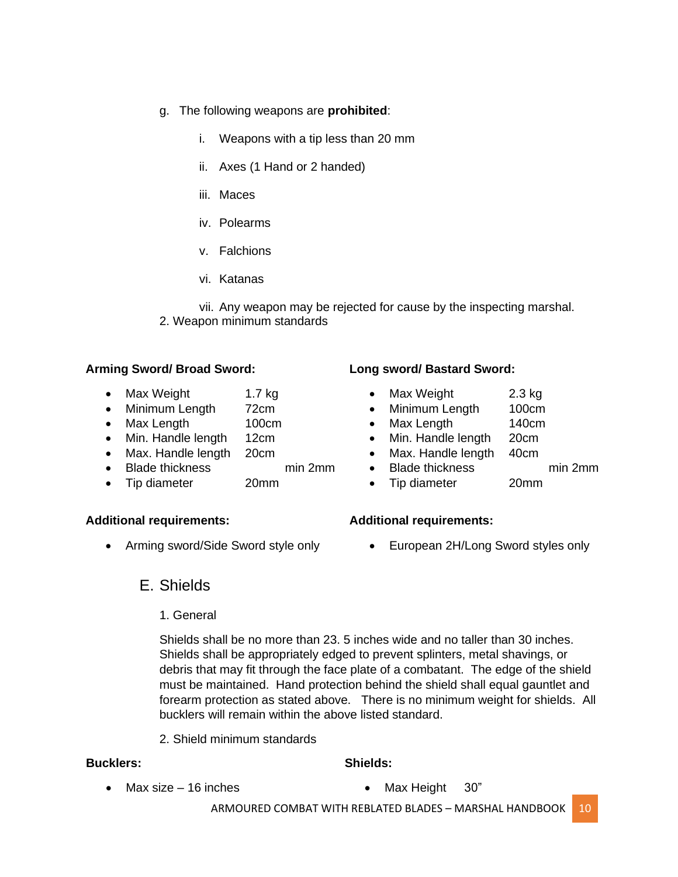g. The following weapons are **prohibited**:

  i. Weapons with a tip less than 20 mm

  ii. Axes (1 Hand or 2 handed)

  iii. Maces

  iv. Polearms

  v. Falchions

  vi. Katanas

  vii. Any weapon may be rejected for cause by the inspecting marshal.

2. Weapon minimum standards

**Arming Sword/ Broad Sword:**

- Max Weight 1.7 kg
- Minimum Length 72cm
- Max Length 100cm
- Min. Handle length 12cm
- Max. Handle length 20cm
- Blade thickness min 2mm
- Tip diameter 20mm

**Additional requirements:**

- Arming sword/Side Sword style only

**Long sword/ Bastard Sword:**

- Max Weight 2.3 kg
- Minimum Length 100cm
- Max Length 140cm
- Min. Handle length 20cm
- Max. Handle length 40cm
- Blade thickness min 2mm
- Tip diameter 20mm

**Additional requirements:**

- European 2H/Long Sword styles only

## E. Shields

1. General

Shields shall be no more than 23. 5 inches wide and no taller than 30 inches. Shields shall be appropriately edged to prevent splinters, metal shavings, or debris that may fit through the face plate of a combatant. The edge of the shield must be maintained. Hand protection behind the shield shall equal gauntlet and forearm protection as stated above. There is no minimum weight for shields. All bucklers will remain within the above listed standard.

2. Shield minimum standards

**Bucklers:**

- Max size – 16 inches

**Shields:**

- Max Height 30"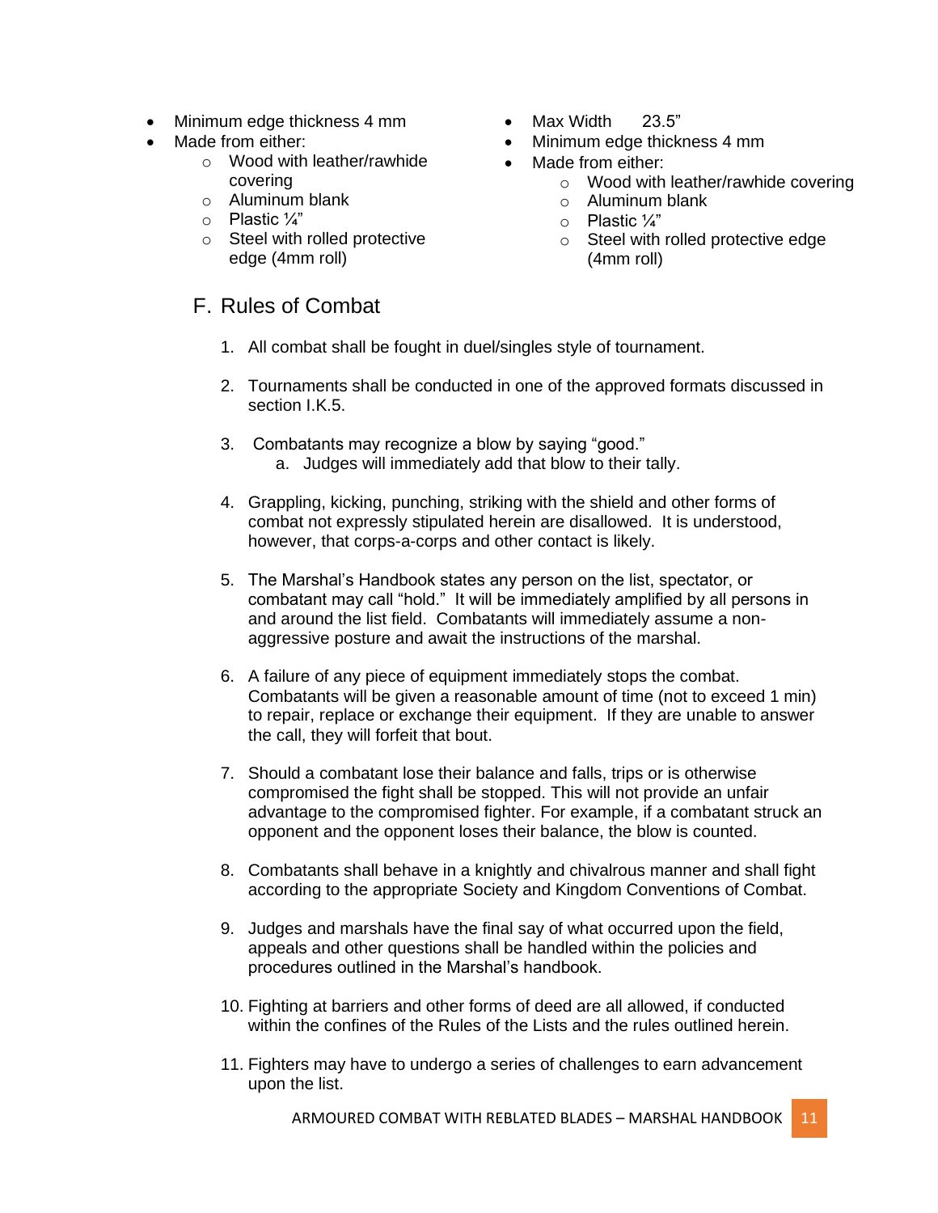- Minimum edge thickness 4 mm
- Made from either:
  - Wood with leather/rawhide covering
  - Aluminum blank
  - Plastic ¼"
  - Steel with rolled protective edge (4mm roll)

- Max Width 23.5"
- Minimum edge thickness 4 mm
- Made from either:
  - Wood with leather/rawhide covering
  - Aluminum blank
  - Plastic ¼"
  - Steel with rolled protective edge (4mm roll)

## F. Rules of Combat

1. All combat shall be fought in duel/singles style of tournament.

2. Tournaments shall be conducted in one of the approved formats discussed in section I.K.5.

3. Combatants may recognize a blow by saying "good."
   a. Judges will immediately add that blow to their tally.

4. Grappling, kicking, punching, striking with the shield and other forms of combat not expressly stipulated herein are disallowed. It is understood, however, that corps-a-corps and other contact is likely.

5. The Marshal's Handbook states any person on the list, spectator, or combatant may call "hold." It will be immediately amplified by all persons in and around the list field. Combatants will immediately assume a non-aggressive posture and await the instructions of the marshal.

6. A failure of any piece of equipment immediately stops the combat. Combatants will be given a reasonable amount of time (not to exceed 1 min) to repair, replace or exchange their equipment. If they are unable to answer the call, they will forfeit that bout.

7. Should a combatant lose their balance and falls, trips or is otherwise compromised the fight shall be stopped. This will not provide an unfair advantage to the compromised fighter. For example, if a combatant struck an opponent and the opponent loses their balance, the blow is counted.

8. Combatants shall behave in a knightly and chivalrous manner and shall fight according to the appropriate Society and Kingdom Conventions of Combat.

9. Judges and marshals have the final say of what occurred upon the field, appeals and other questions shall be handled within the policies and procedures outlined in the Marshal's handbook.

10. Fighting at barriers and other forms of deed are all allowed, if conducted within the confines of the Rules of the Lists and the rules outlined herein.

11. Fighters may have to undergo a series of challenges to earn advancement upon the list.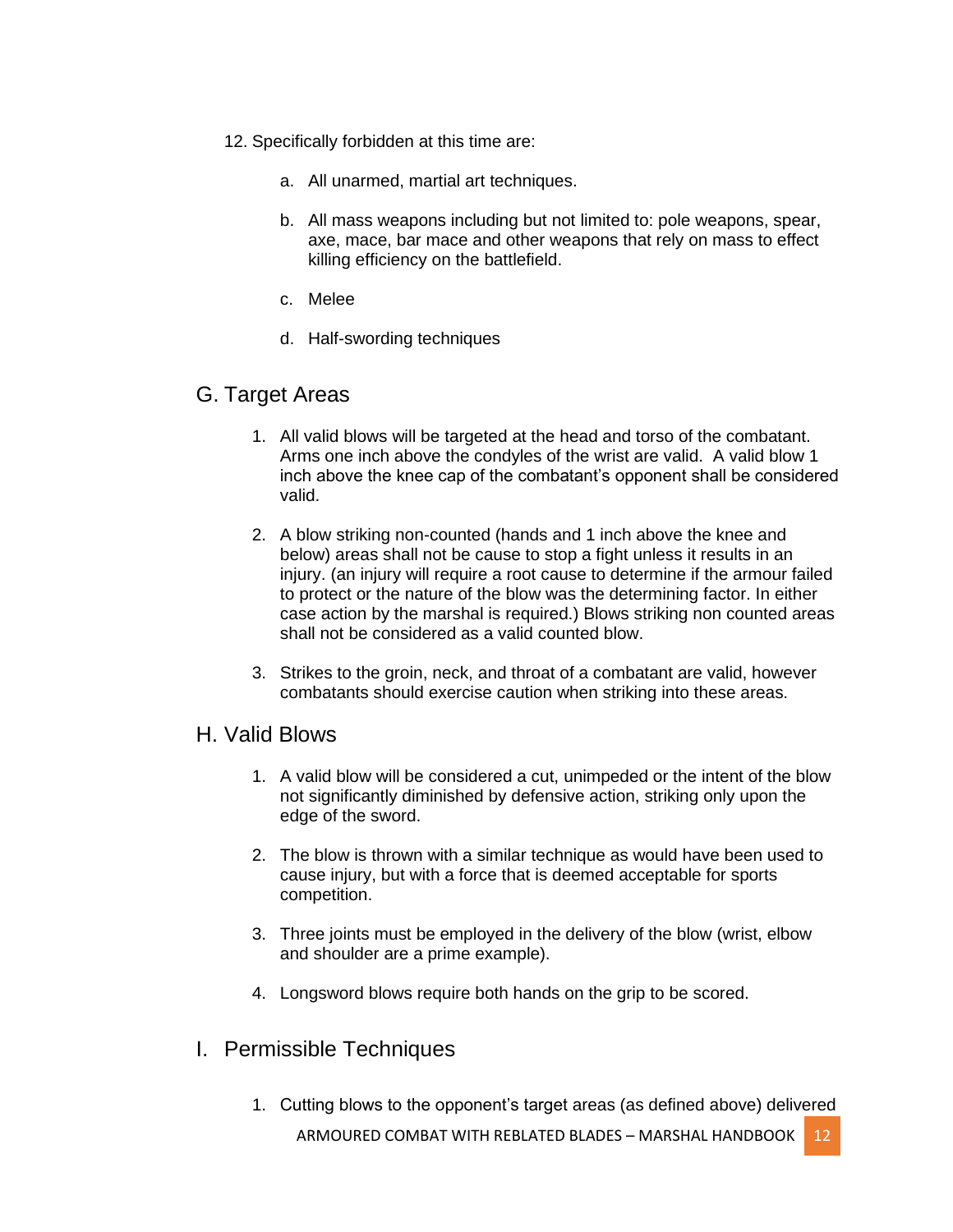12. Specifically forbidden at this time are:

    a. All unarmed, martial art techniques.

    b. All mass weapons including but not limited to: pole weapons, spear, axe, mace, bar mace and other weapons that rely on mass to effect killing efficiency on the battlefield.

    c. Melee

    d. Half-swording techniques

## G. Target Areas

1. All valid blows will be targeted at the head and torso of the combatant. Arms one inch above the condyles of the wrist are valid. A valid blow 1 inch above the knee cap of the combatant's opponent shall be considered valid.

2. A blow striking non-counted (hands and 1 inch above the knee and below) areas shall not be cause to stop a fight unless it results in an injury. (an injury will require a root cause to determine if the armour failed to protect or the nature of the blow was the determining factor. In either case action by the marshal is required.) Blows striking non counted areas shall not be considered as a valid counted blow.

3. Strikes to the groin, neck, and throat of a combatant are valid, however combatants should exercise caution when striking into these areas.

## H. Valid Blows

1. A valid blow will be considered a cut, unimpeded or the intent of the blow not significantly diminished by defensive action, striking only upon the edge of the sword.

2. The blow is thrown with a similar technique as would have been used to cause injury, but with a force that is deemed acceptable for sports competition.

3. Three joints must be employed in the delivery of the blow (wrist, elbow and shoulder are a prime example).

4. Longsword blows require both hands on the grip to be scored.

## I. Permissible Techniques

1. Cutting blows to the opponent's target areas (as defined above) delivered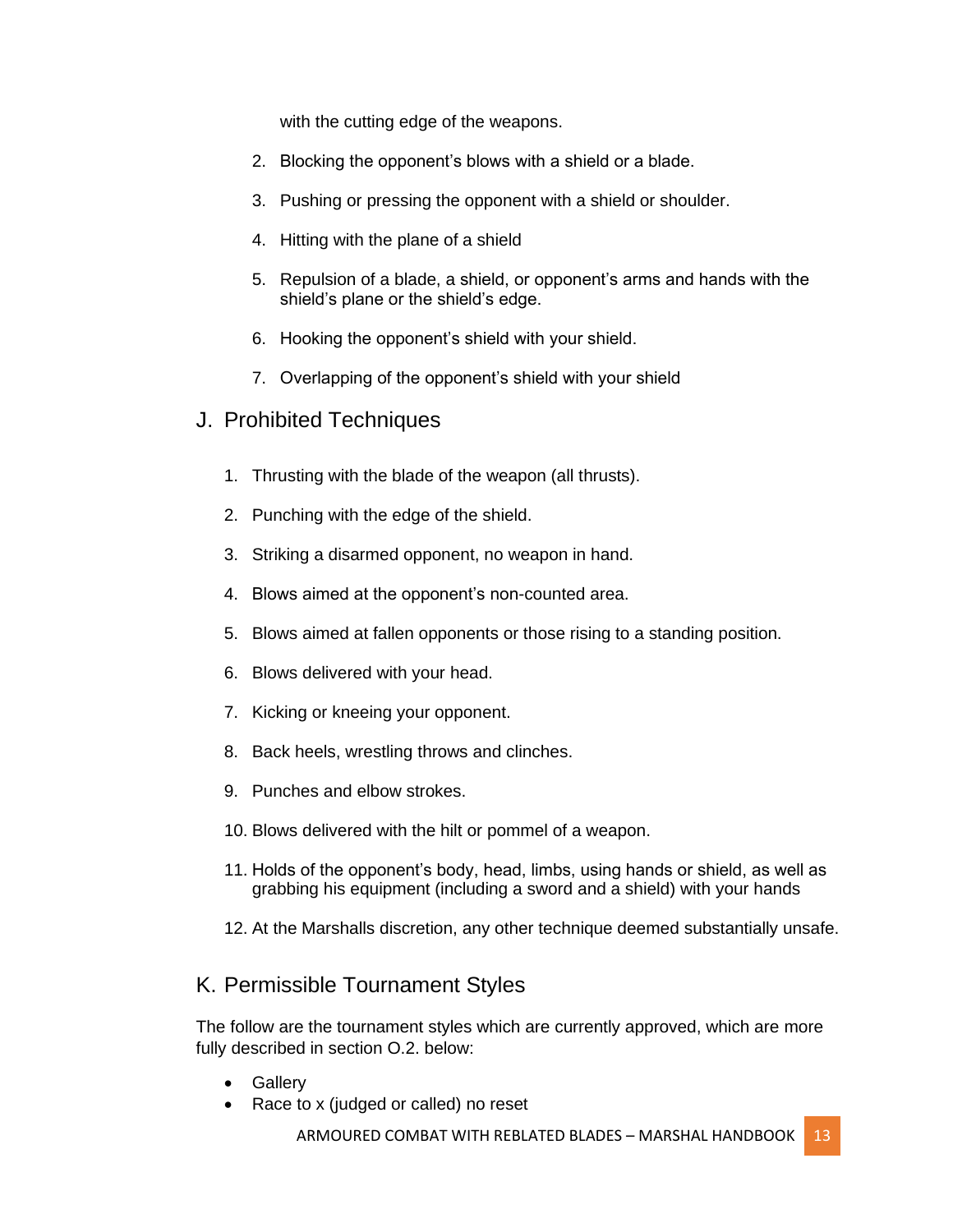with the cutting edge of the weapons.

2. Blocking the opponent's blows with a shield or a blade.

3. Pushing or pressing the opponent with a shield or shoulder.

4. Hitting with the plane of a shield

5. Repulsion of a blade, a shield, or opponent's arms and hands with the shield's plane or the shield's edge.

6. Hooking the opponent's shield with your shield.

7. Overlapping of the opponent's shield with your shield

## J. Prohibited Techniques

1. Thrusting with the blade of the weapon (all thrusts).

2. Punching with the edge of the shield.

3. Striking a disarmed opponent, no weapon in hand.

4. Blows aimed at the opponent's non-counted area.

5. Blows aimed at fallen opponents or those rising to a standing position.

6. Blows delivered with your head.

7. Kicking or kneeing your opponent.

8. Back heels, wrestling throws and clinches.

9. Punches and elbow strokes.

10. Blows delivered with the hilt or pommel of a weapon.

11. Holds of the opponent's body, head, limbs, using hands or shield, as well as grabbing his equipment (including a sword and a shield) with your hands

12. At the Marshalls discretion, any other technique deemed substantially unsafe.

## K. Permissible Tournament Styles

The follow are the tournament styles which are currently approved, which are more fully described in section O.2. below:

- Gallery
- Race to x (judged or called) no reset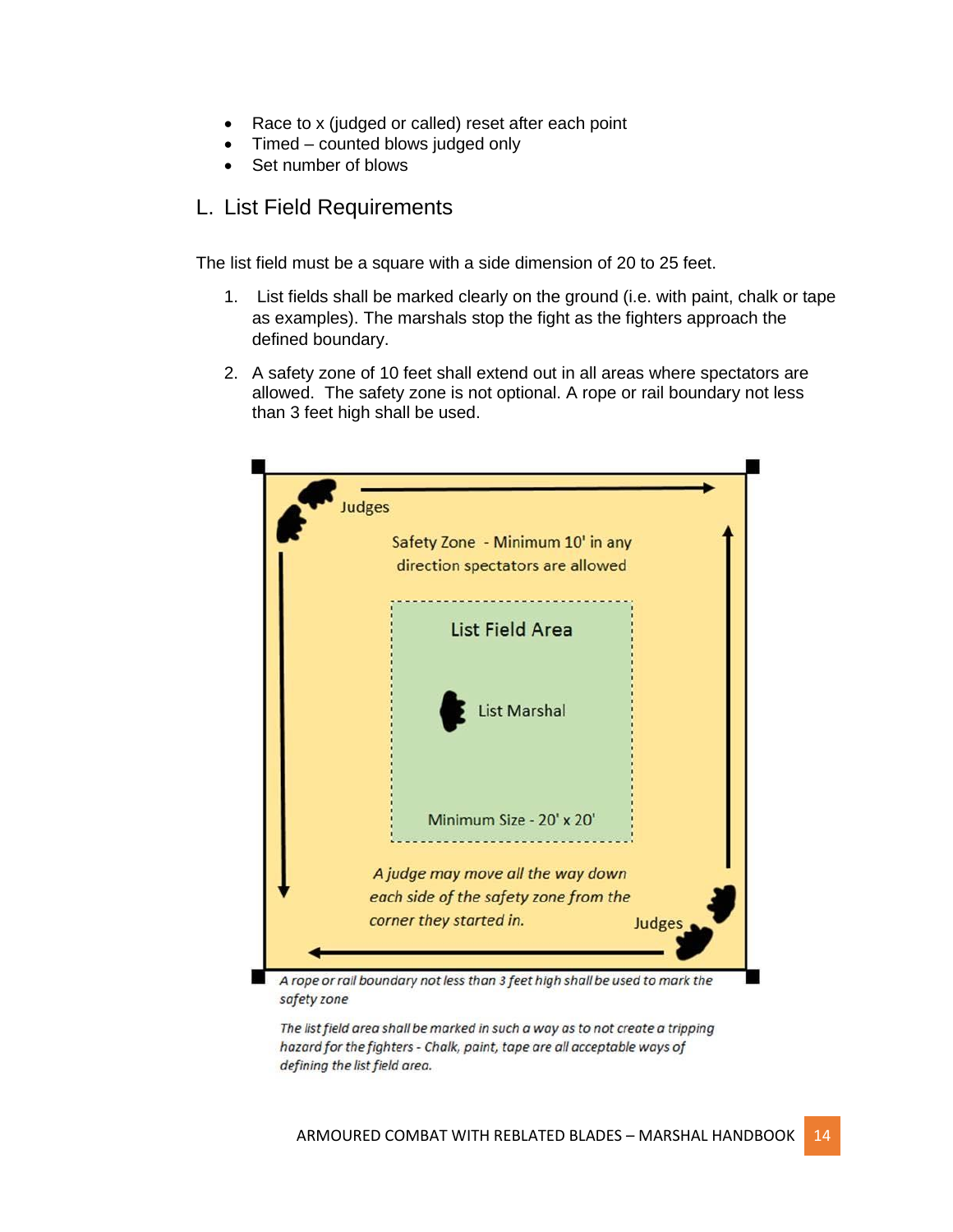- Race to x (judged or called) reset after each point
- Timed – counted blows judged only
- Set number of blows

## L. List Field Requirements

The list field must be a square with a side dimension of 20 to 25 feet.

1. List fields shall be marked clearly on the ground (i.e. with paint, chalk or tape as examples). The marshals stop the fight as the fighters approach the defined boundary.

2. A safety zone of 10 feet shall extend out in all areas where spectators are allowed. The safety zone is not optional. A rope or rail boundary not less than 3 feet high shall be used.

Judges

Safety Zone - Minimum 10' in any direction spectators are allowed

List Field Area

List Marshal

Minimum Size - 20' x 20'

*A judge may move all the way down each side of the safety zone from the corner they started in.*

Judges

*A rope or rail boundary not less than 3 feet high shall be used to mark the safety zone*

*The list field area shall be marked in such a way as to not create a tripping hazard for the fighters - Chalk, paint, tape are all acceptable ways of defining the list field area.*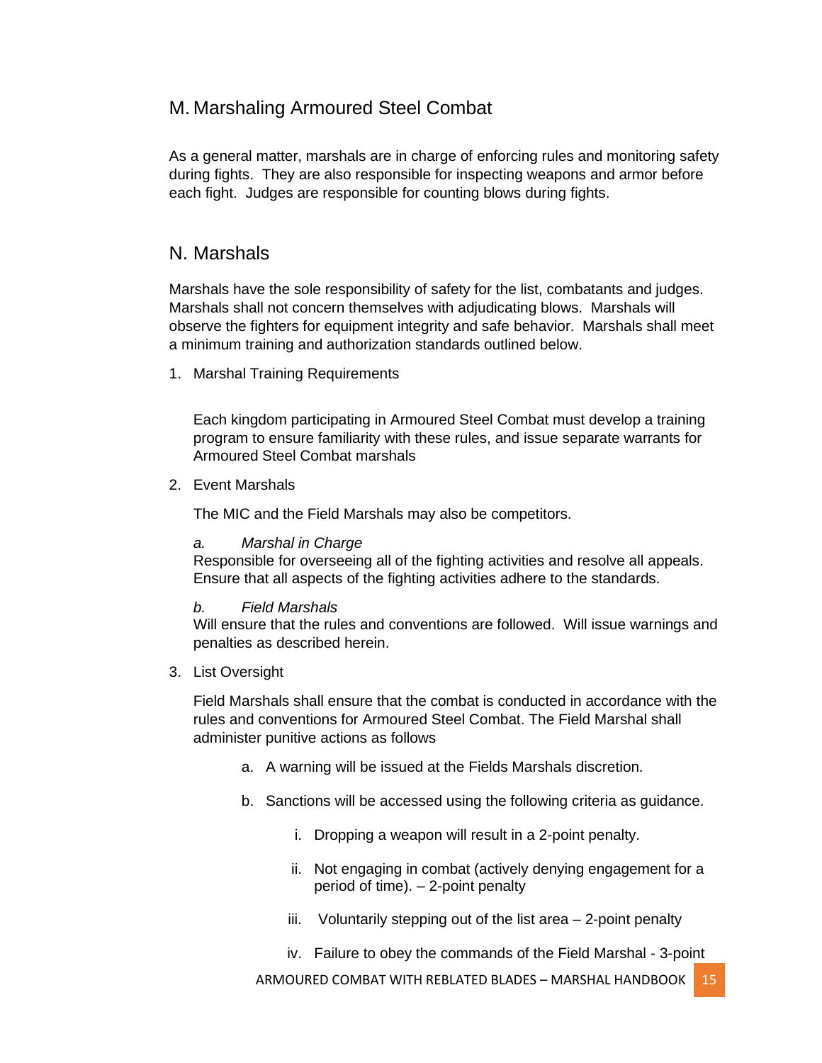## M. Marshaling Armoured Steel Combat

As a general matter, marshals are in charge of enforcing rules and monitoring safety during fights. They are also responsible for inspecting weapons and armor before each fight. Judges are responsible for counting blows during fights.

## N. Marshals

Marshals have the sole responsibility of safety for the list, combatants and judges. Marshals shall not concern themselves with adjudicating blows. Marshals will observe the fighters for equipment integrity and safe behavior. Marshals shall meet a minimum training and authorization standards outlined below.

1. Marshal Training Requirements

   Each kingdom participating in Armoured Steel Combat must develop a training program to ensure familiarity with these rules, and issue separate warrants for Armoured Steel Combat marshals

2. Event Marshals

   The MIC and the Field Marshals may also be competitors.

   *a. Marshal in Charge*
   Responsible for overseeing all of the fighting activities and resolve all appeals. Ensure that all aspects of the fighting activities adhere to the standards.

   *b. Field Marshals*
   Will ensure that the rules and conventions are followed. Will issue warnings and penalties as described herein.

3. List Oversight

   Field Marshals shall ensure that the combat is conducted in accordance with the rules and conventions for Armoured Steel Combat. The Field Marshal shall administer punitive actions as follows

   a. A warning will be issued at the Fields Marshals discretion.

   b. Sanctions will be accessed using the following criteria as guidance.

      i. Dropping a weapon will result in a 2-point penalty.

      ii. Not engaging in combat (actively denying engagement for a period of time). – 2-point penalty

      iii. Voluntarily stepping out of the list area – 2-point penalty

      iv. Failure to obey the commands of the Field Marshal - 3-point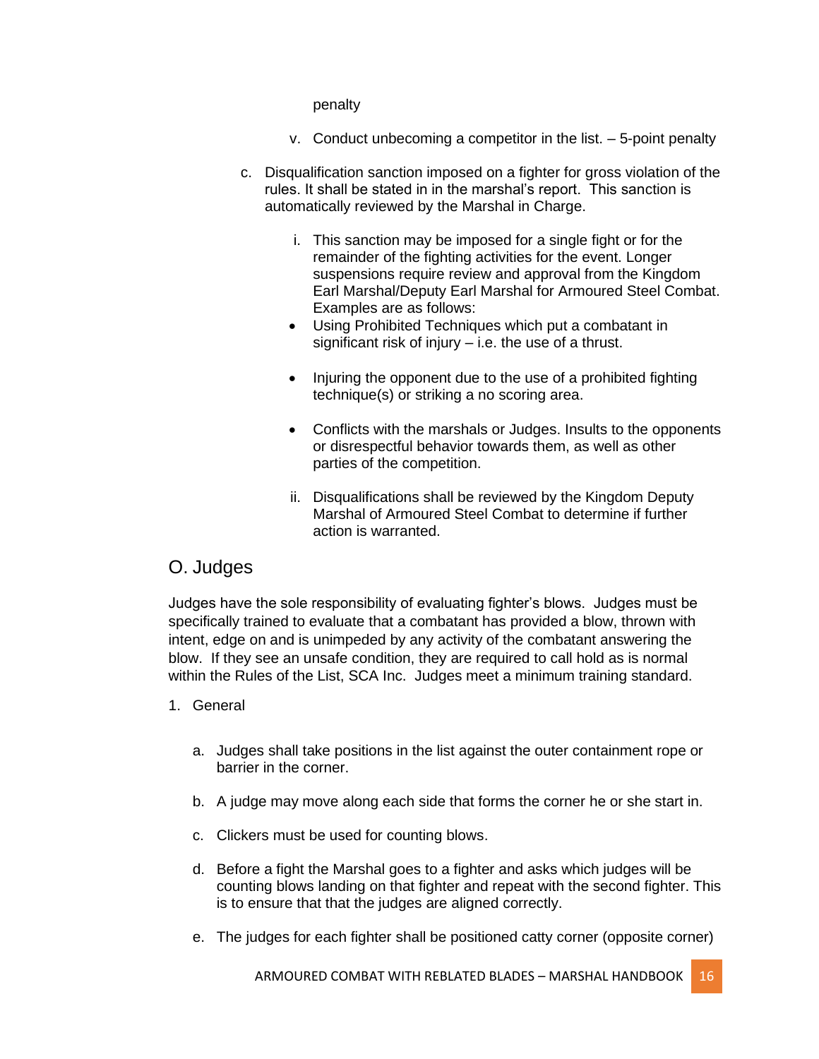penalty

v. Conduct unbecoming a competitor in the list. – 5-point penalty

c. Disqualification sanction imposed on a fighter for gross violation of the rules. It shall be stated in in the marshal's report. This sanction is automatically reviewed by the Marshal in Charge.

   i. This sanction may be imposed for a single fight or for the remainder of the fighting activities for the event. Longer suspensions require review and approval from the Kingdom Earl Marshal/Deputy Earl Marshal for Armoured Steel Combat. Examples are as follows:

   - Using Prohibited Techniques which put a combatant in significant risk of injury – i.e. the use of a thrust.

   - Injuring the opponent due to the use of a prohibited fighting technique(s) or striking a no scoring area.

   - Conflicts with the marshals or Judges. Insults to the opponents or disrespectful behavior towards them, as well as other parties of the competition.

   ii. Disqualifications shall be reviewed by the Kingdom Deputy Marshal of Armoured Steel Combat to determine if further action is warranted.

## O. Judges

Judges have the sole responsibility of evaluating fighter's blows. Judges must be specifically trained to evaluate that a combatant has provided a blow, thrown with intent, edge on and is unimpeded by any activity of the combatant answering the blow. If they see an unsafe condition, they are required to call hold as is normal within the Rules of the List, SCA Inc. Judges meet a minimum training standard.

1. General

   a. Judges shall take positions in the list against the outer containment rope or barrier in the corner.

   b. A judge may move along each side that forms the corner he or she start in.

   c. Clickers must be used for counting blows.

   d. Before a fight the Marshal goes to a fighter and asks which judges will be counting blows landing on that fighter and repeat with the second fighter. This is to ensure that that the judges are aligned correctly.

   e. The judges for each fighter shall be positioned catty corner (opposite corner)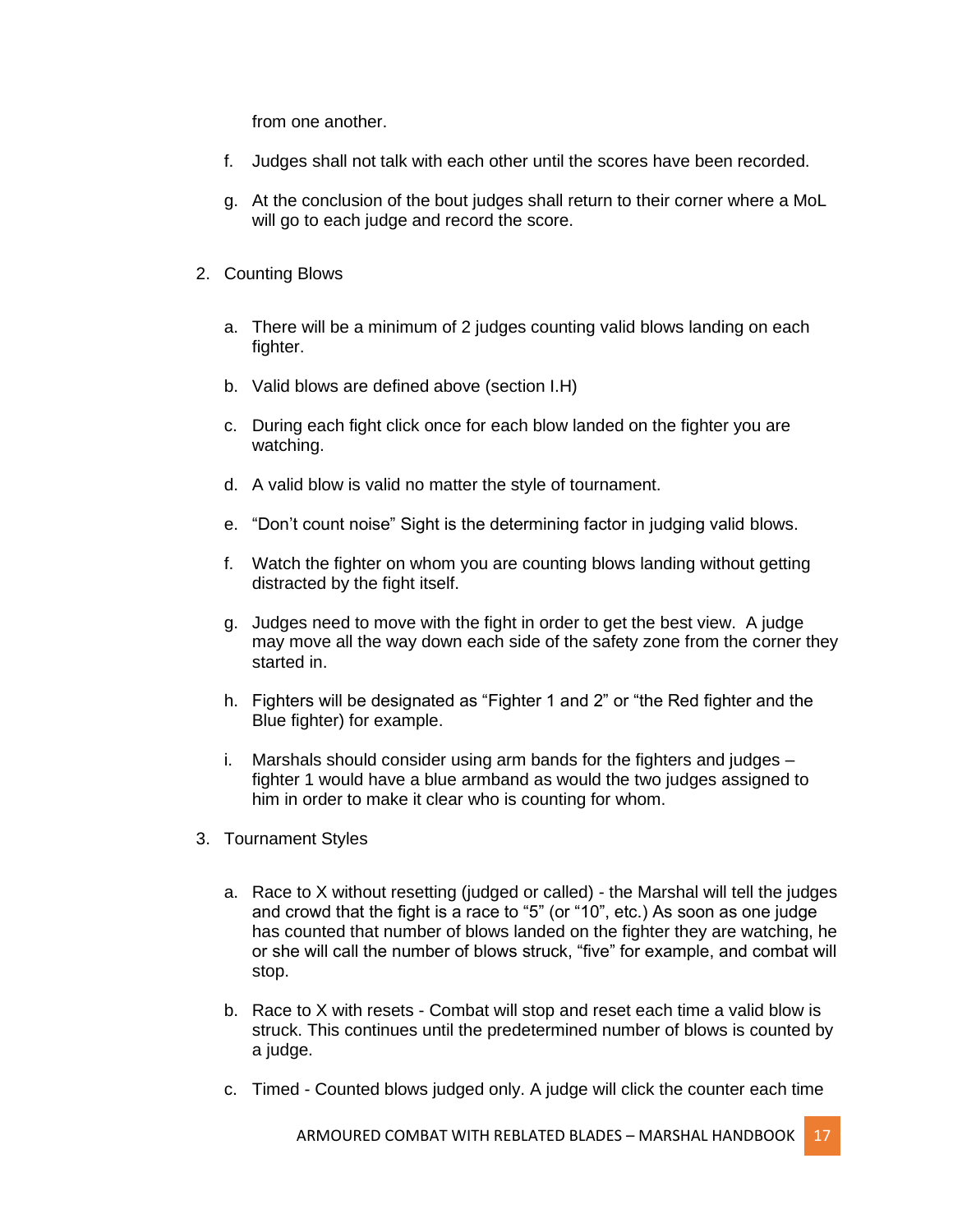from one another.

f. Judges shall not talk with each other until the scores have been recorded.

g. At the conclusion of the bout judges shall return to their corner where a MoL will go to each judge and record the score.

2. Counting Blows

   a. There will be a minimum of 2 judges counting valid blows landing on each fighter.

   b. Valid blows are defined above (section I.H)

   c. During each fight click once for each blow landed on the fighter you are watching.

   d. A valid blow is valid no matter the style of tournament.

   e. "Don't count noise" Sight is the determining factor in judging valid blows.

   f. Watch the fighter on whom you are counting blows landing without getting distracted by the fight itself.

   g. Judges need to move with the fight in order to get the best view. A judge may move all the way down each side of the safety zone from the corner they started in.

   h. Fighters will be designated as "Fighter 1 and 2" or "the Red fighter and the Blue fighter) for example.

   i. Marshals should consider using arm bands for the fighters and judges – fighter 1 would have a blue armband as would the two judges assigned to him in order to make it clear who is counting for whom.

3. Tournament Styles

   a. Race to X without resetting (judged or called) - the Marshal will tell the judges and crowd that the fight is a race to "5" (or "10", etc.) As soon as one judge has counted that number of blows landed on the fighter they are watching, he or she will call the number of blows struck, "five" for example, and combat will stop.

   b. Race to X with resets - Combat will stop and reset each time a valid blow is struck. This continues until the predetermined number of blows is counted by a judge.

   c. Timed - Counted blows judged only. A judge will click the counter each time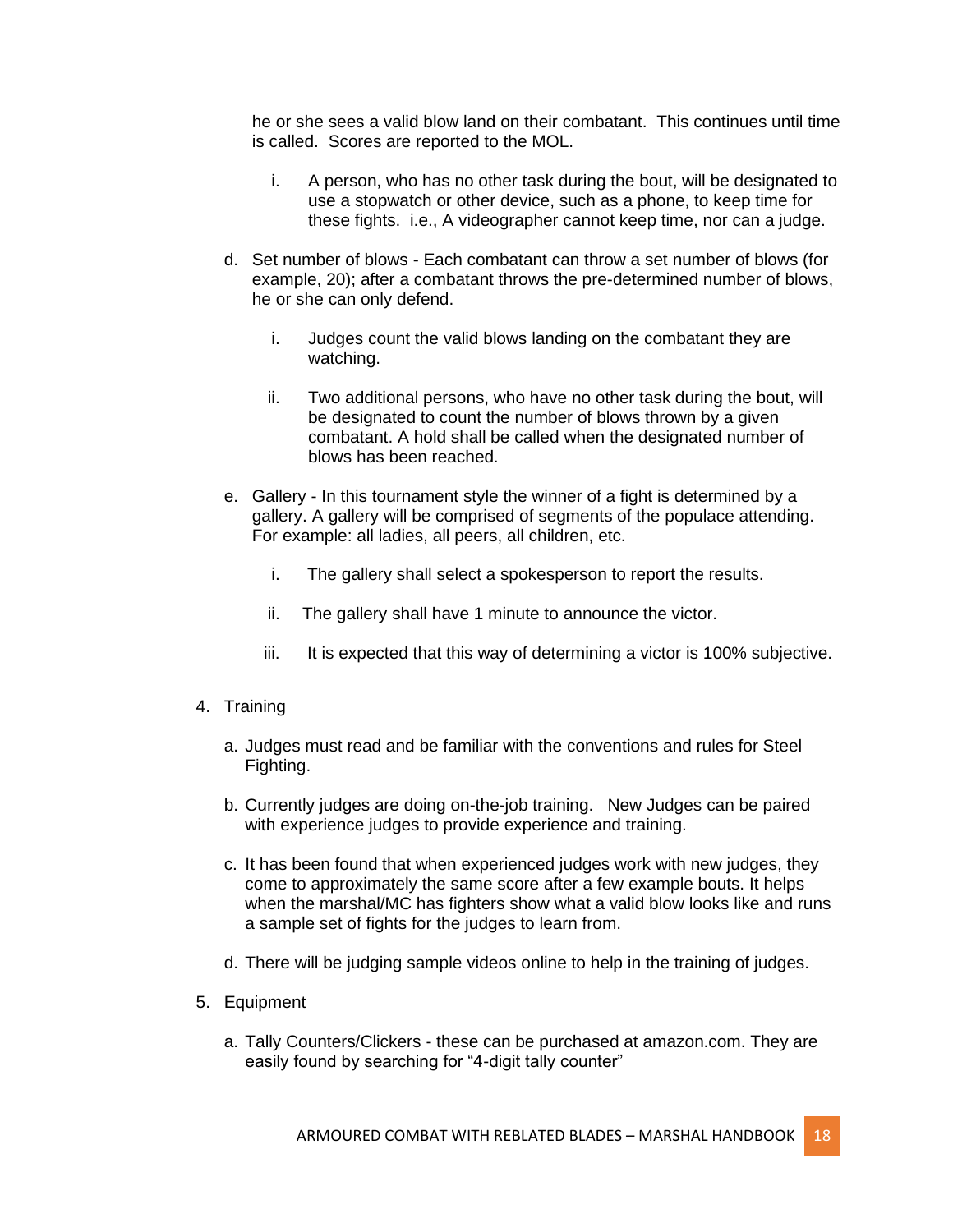he or she sees a valid blow land on their combatant. This continues until time is called. Scores are reported to the MOL.

   i. A person, who has no other task during the bout, will be designated to use a stopwatch or other device, such as a phone, to keep time for these fights. i.e., A videographer cannot keep time, nor can a judge.

d. Set number of blows - Each combatant can throw a set number of blows (for example, 20); after a combatant throws the pre-determined number of blows, he or she can only defend.

   i. Judges count the valid blows landing on the combatant they are watching.

   ii. Two additional persons, who have no other task during the bout, will be designated to count the number of blows thrown by a given combatant. A hold shall be called when the designated number of blows has been reached.

e. Gallery - In this tournament style the winner of a fight is determined by a gallery. A gallery will be comprised of segments of the populace attending. For example: all ladies, all peers, all children, etc.

   i. The gallery shall select a spokesperson to report the results.

   ii. The gallery shall have 1 minute to announce the victor.

   iii. It is expected that this way of determining a victor is 100% subjective.

4. Training

   a. Judges must read and be familiar with the conventions and rules for Steel Fighting.

   b. Currently judges are doing on-the-job training. New Judges can be paired with experience judges to provide experience and training.

   c. It has been found that when experienced judges work with new judges, they come to approximately the same score after a few example bouts. It helps when the marshal/MC has fighters show what a valid blow looks like and runs a sample set of fights for the judges to learn from.

   d. There will be judging sample videos online to help in the training of judges.

5. Equipment

   a. Tally Counters/Clickers - these can be purchased at amazon.com. They are easily found by searching for “4-digit tally counter”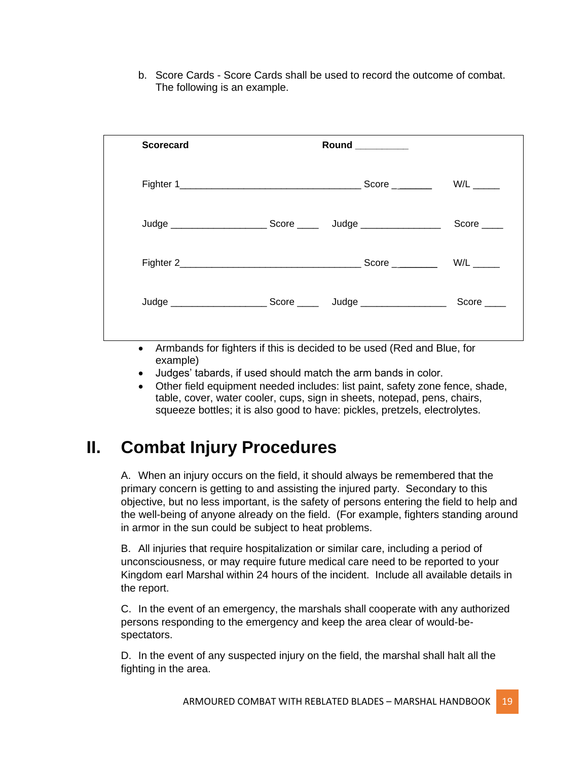b. Score Cards - Score Cards shall be used to record the outcome of combat. The following is an example.

| **Scorecard** | | **Round** __________ | |
|---|---|---|---|
| Fighter 1__________________________________ | | Score ________ | W/L _____ |
| Judge __________________ Score ____ | Judge _______________ | Score ____ | |
| Fighter 2__________________________________ | | Score _________ | W/L _____ |
| Judge __________________ Score ____ | Judge ________________ | Score ____ | |

- Armbands for fighters if this is decided to be used (Red and Blue, for example)
- Judges' tabards, if used should match the arm bands in color.
- Other field equipment needed includes: list paint, safety zone fence, shade, table, cover, water cooler, cups, sign in sheets, notepad, pens, chairs, squeeze bottles; it is also good to have: pickles, pretzels, electrolytes.

# II. Combat Injury Procedures

A. When an injury occurs on the field, it should always be remembered that the primary concern is getting to and assisting the injured party. Secondary to this objective, but no less important, is the safety of persons entering the field to help and the well-being of anyone already on the field. (For example, fighters standing around in armor in the sun could be subject to heat problems.

B. All injuries that require hospitalization or similar care, including a period of unconsciousness, or may require future medical care need to be reported to your Kingdom earl Marshal within 24 hours of the incident. Include all available details in the report.

C. In the event of an emergency, the marshals shall cooperate with any authorized persons responding to the emergency and keep the area clear of would-be-spectators.

D. In the event of any suspected injury on the field, the marshal shall halt all the fighting in the area.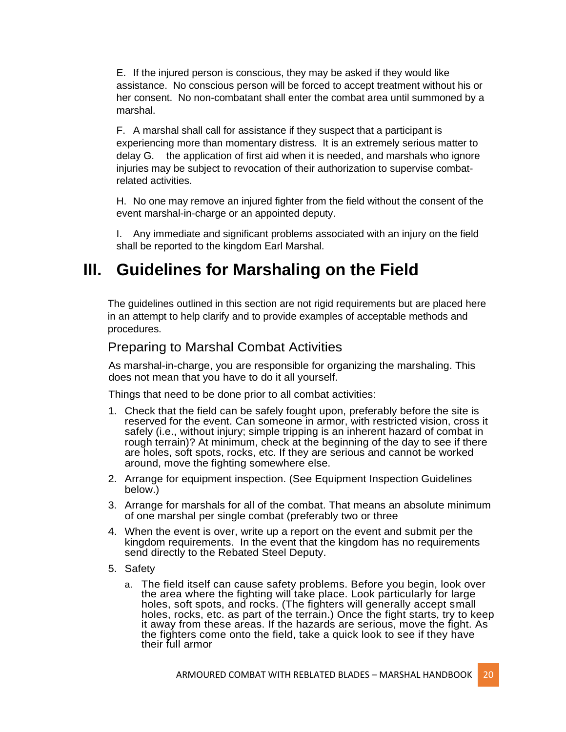E. If the injured person is conscious, they may be asked if they would like assistance. No conscious person will be forced to accept treatment without his or her consent. No non-combatant shall enter the combat area until summoned by a marshal.

F. A marshal shall call for assistance if they suspect that a participant is experiencing more than momentary distress. It is an extremely serious matter to delay G. the application of first aid when it is needed, and marshals who ignore injuries may be subject to revocation of their authorization to supervise combat-related activities.

H. No one may remove an injured fighter from the field without the consent of the event marshal-in-charge or an appointed deputy.

I. Any immediate and significant problems associated with an injury on the field shall be reported to the kingdom Earl Marshal.

# III. Guidelines for Marshaling on the Field

The guidelines outlined in this section are not rigid requirements but are placed here in an attempt to help clarify and to provide examples of acceptable methods and procedures.

## Preparing to Marshal Combat Activities

As marshal-in-charge, you are responsible for organizing the marshaling. This does not mean that you have to do it all yourself.

Things that need to be done prior to all combat activities:

1. Check that the field can be safely fought upon, preferably before the site is reserved for the event. Can someone in armor, with restricted vision, cross it safely (i.e., without injury; simple tripping is an inherent hazard of combat in rough terrain)? At minimum, check at the beginning of the day to see if there are holes, soft spots, rocks, etc. If they are serious and cannot be worked around, move the fighting somewhere else.
2. Arrange for equipment inspection. (See Equipment Inspection Guidelines below.)
3. Arrange for marshals for all of the combat. That means an absolute minimum of one marshal per single combat (preferably two or three
4. When the event is over, write up a report on the event and submit per the kingdom requirements. In the event that the kingdom has no requirements send directly to the Rebated Steel Deputy.
5. Safety
   a. The field itself can cause safety problems. Before you begin, look over the area where the fighting will take place. Look particularly for large holes, soft spots, and rocks. (The fighters will generally accept small holes, rocks, etc. as part of the terrain.) Once the fight starts, try to keep it away from these areas. If the hazards are serious, move the fight. As the fighters come onto the field, take a quick look to see if they have their full armor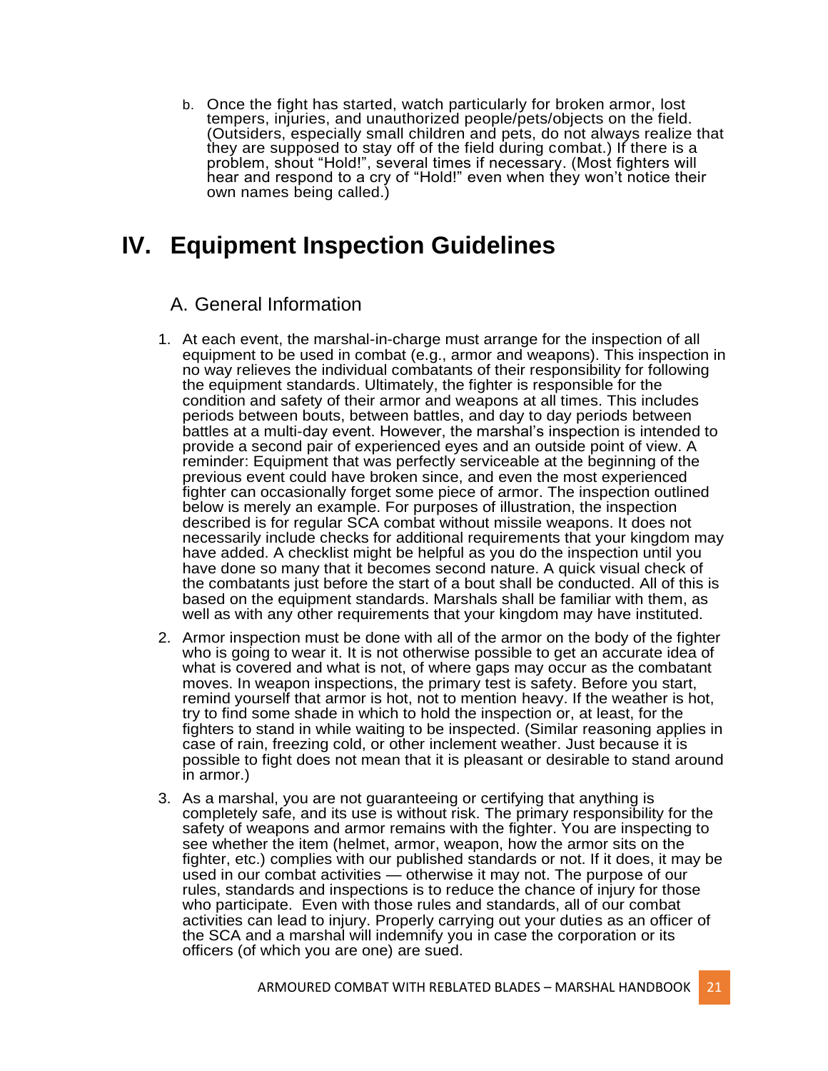b. Once the fight has started, watch particularly for broken armor, lost tempers, injuries, and unauthorized people/pets/objects on the field. (Outsiders, especially small children and pets, do not always realize that they are supposed to stay off of the field during combat.) If there is a problem, shout "Hold!", several times if necessary. (Most fighters will hear and respond to a cry of "Hold!" even when they won't notice their own names being called.)

# IV. Equipment Inspection Guidelines

## A. General Information

1. At each event, the marshal-in-charge must arrange for the inspection of all equipment to be used in combat (e.g., armor and weapons). This inspection in no way relieves the individual combatants of their responsibility for following the equipment standards. Ultimately, the fighter is responsible for the condition and safety of their armor and weapons at all times. This includes periods between bouts, between battles, and day to day periods between battles at a multi-day event. However, the marshal's inspection is intended to provide a second pair of experienced eyes and an outside point of view. A reminder: Equipment that was perfectly serviceable at the beginning of the previous event could have broken since, and even the most experienced fighter can occasionally forget some piece of armor. The inspection outlined below is merely an example. For purposes of illustration, the inspection described is for regular SCA combat without missile weapons. It does not necessarily include checks for additional requirements that your kingdom may have added. A checklist might be helpful as you do the inspection until you have done so many that it becomes second nature. A quick visual check of the combatants just before the start of a bout shall be conducted. All of this is based on the equipment standards. Marshals shall be familiar with them, as well as with any other requirements that your kingdom may have instituted.
2. Armor inspection must be done with all of the armor on the body of the fighter who is going to wear it. It is not otherwise possible to get an accurate idea of what is covered and what is not, of where gaps may occur as the combatant moves. In weapon inspections, the primary test is safety. Before you start, remind yourself that armor is hot, not to mention heavy. If the weather is hot, try to find some shade in which to hold the inspection or, at least, for the fighters to stand in while waiting to be inspected. (Similar reasoning applies in case of rain, freezing cold, or other inclement weather. Just because it is possible to fight does not mean that it is pleasant or desirable to stand around in armor.)
3. As a marshal, you are not guaranteeing or certifying that anything is completely safe, and its use is without risk. The primary responsibility for the safety of weapons and armor remains with the fighter. You are inspecting to see whether the item (helmet, armor, weapon, how the armor sits on the fighter, etc.) complies with our published standards or not. If it does, it may be used in our combat activities — otherwise it may not. The purpose of our rules, standards and inspections is to reduce the chance of injury for those who participate. Even with those rules and standards, all of our combat activities can lead to injury. Properly carrying out your duties as an officer of the SCA and a marshal will indemnify you in case the corporation or its officers (of which you are one) are sued.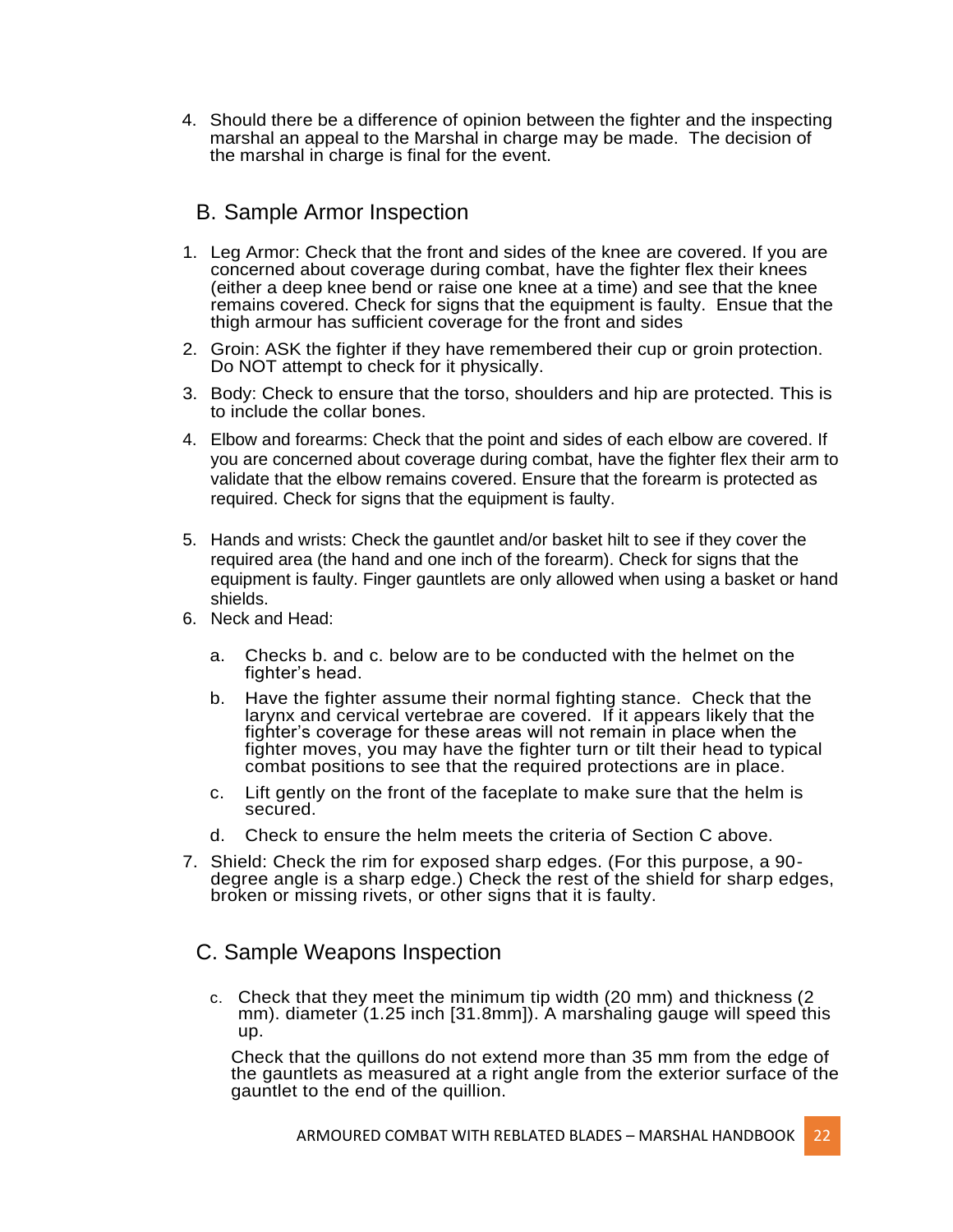4. Should there be a difference of opinion between the fighter and the inspecting marshal an appeal to the Marshal in charge may be made. The decision of the marshal in charge is final for the event.

## B. Sample Armor Inspection

1. Leg Armor: Check that the front and sides of the knee are covered. If you are concerned about coverage during combat, have the fighter flex their knees (either a deep knee bend or raise one knee at a time) and see that the knee remains covered. Check for signs that the equipment is faulty. Ensue that the thigh armour has sufficient coverage for the front and sides
2. Groin: ASK the fighter if they have remembered their cup or groin protection. Do NOT attempt to check for it physically.
3. Body: Check to ensure that the torso, shoulders and hip are protected. This is to include the collar bones.
4. Elbow and forearms: Check that the point and sides of each elbow are covered. If you are concerned about coverage during combat, have the fighter flex their arm to validate that the elbow remains covered. Ensure that the forearm is protected as required. Check for signs that the equipment is faulty.
5. Hands and wrists: Check the gauntlet and/or basket hilt to see if they cover the required area (the hand and one inch of the forearm). Check for signs that the equipment is faulty. Finger gauntlets are only allowed when using a basket or hand shields.
6. Neck and Head:
   a. Checks b. and c. below are to be conducted with the helmet on the fighter's head.
   b. Have the fighter assume their normal fighting stance. Check that the larynx and cervical vertebrae are covered. If it appears likely that the fighter's coverage for these areas will not remain in place when the fighter moves, you may have the fighter turn or tilt their head to typical combat positions to see that the required protections are in place.
   c. Lift gently on the front of the faceplate to make sure that the helm is secured.
   d. Check to ensure the helm meets the criteria of Section C above.
7. Shield: Check the rim for exposed sharp edges. (For this purpose, a 90-degree angle is a sharp edge.) Check the rest of the shield for sharp edges, broken or missing rivets, or other signs that it is faulty.

## C. Sample Weapons Inspection

c. Check that they meet the minimum tip width (20 mm) and thickness (2 mm). diameter (1.25 inch [31.8mm]). A marshaling gauge will speed this up.

Check that the quillons do not extend more than 35 mm from the edge of the gauntlets as measured at a right angle from the exterior surface of the gauntlet to the end of the quillion.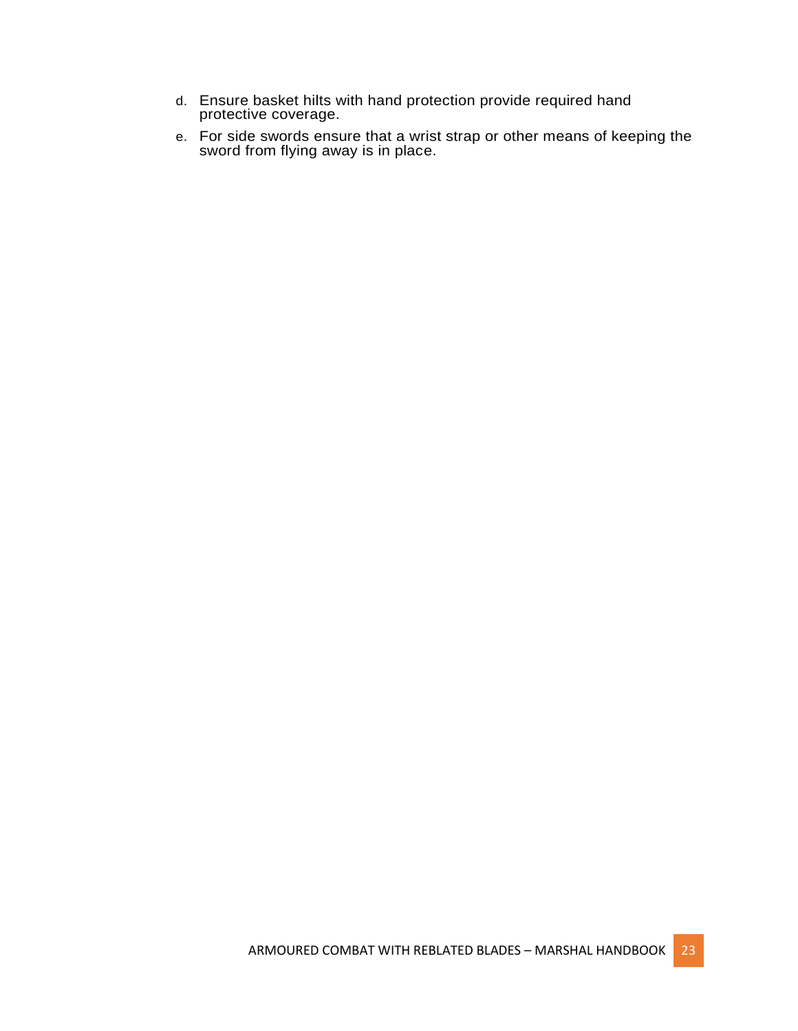d. Ensure basket hilts with hand protection provide required hand protective coverage.
e. For side swords ensure that a wrist strap or other means of keeping the sword from flying away is in place.